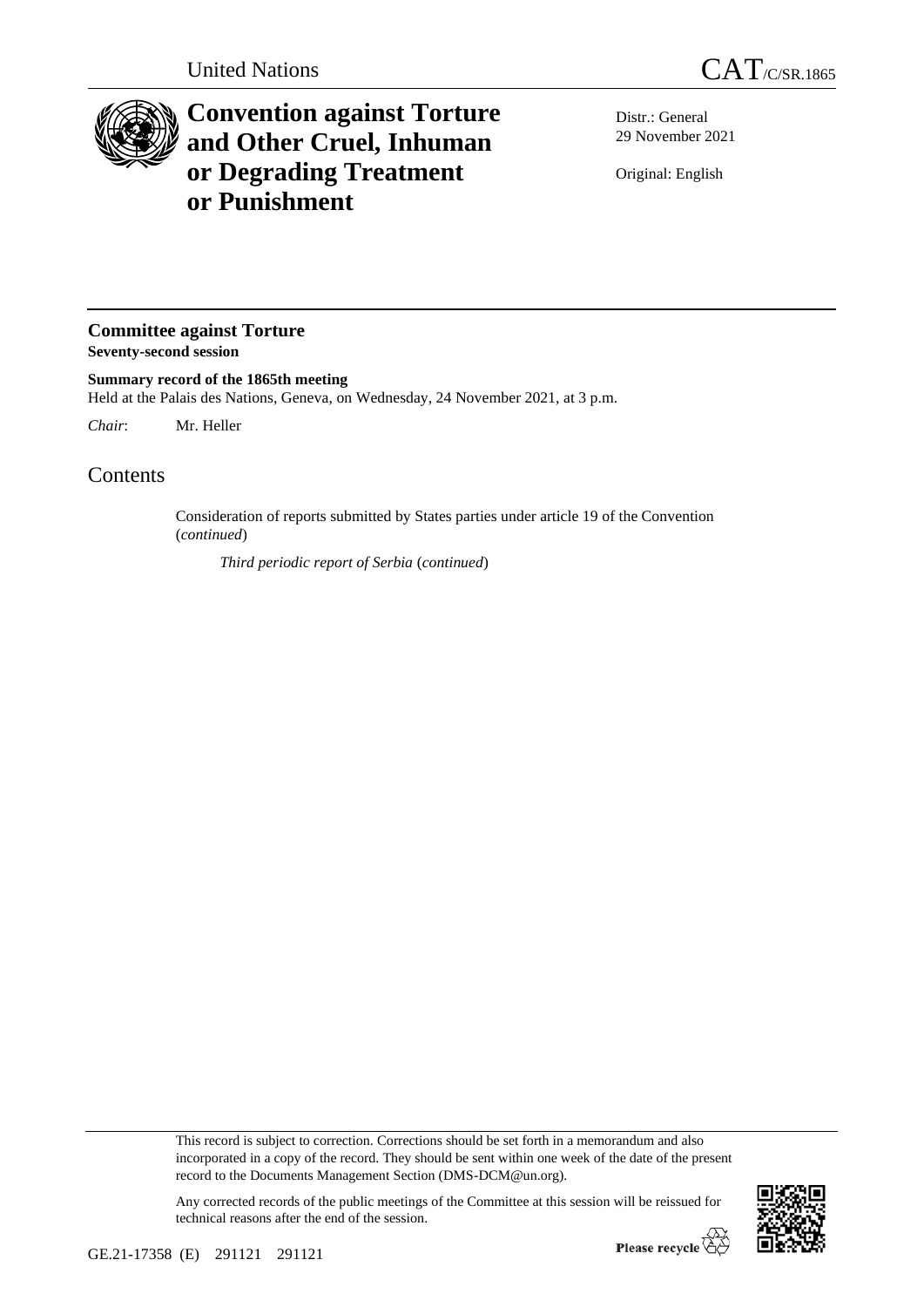United Nations

# CAT/C/SR.1865

# Convention against Torture and Other Cruel, Inhuman or Degrading Treatment or Punishment

Distr.: General
29 November 2021

Original: English

## Committee against Torture
**Seventy-second session**

**Summary record of the 1865th meeting**
Held at the Palais des Nations, Geneva, on Wednesday, 24 November 2021, at 3 p.m.

*Chair*: Mr. Heller

## Contents

Consideration of reports submitted by States parties under article 19 of the Convention (*continued*)

*Third periodic report of Serbia* (*continued*)

This record is subject to correction. Corrections should be set forth in a memorandum and also incorporated in a copy of the record. They should be sent within one week of the date of the present record to the Documents Management Section (DMS-DCM@un.org).

Any corrected records of the public meetings of the Committee at this session will be reissued for technical reasons after the end of the session.

GE.21-17358 (E) 291121 291121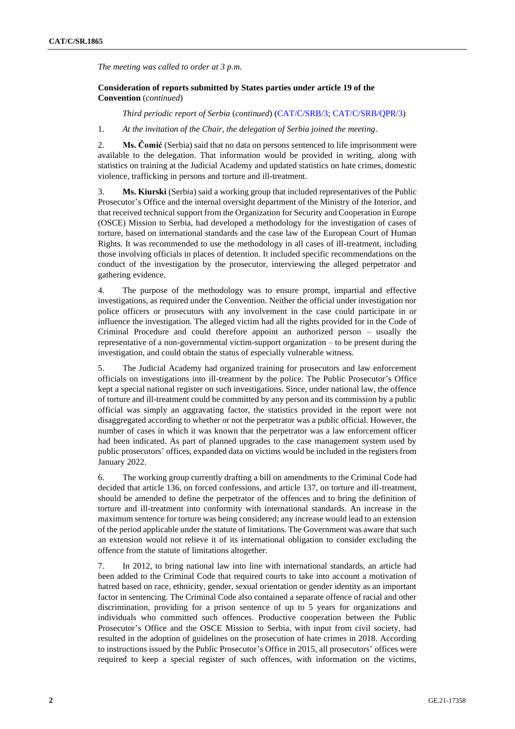*The meeting was called to order at 3 p.m.*

**Consideration of reports submitted by States parties under article 19 of the Convention** (*continued*)

*Third periodic report of Serbia* (*continued*) (CAT/C/SRB/3; CAT/C/SRB/QPR/3)

1. *At the invitation of the Chair, the delegation of Serbia joined the meeting*.

2. **Ms. Čomić** (Serbia) said that no data on persons sentenced to life imprisonment were available to the delegation. That information would be provided in writing, along with statistics on training at the Judicial Academy and updated statistics on hate crimes, domestic violence, trafficking in persons and torture and ill-treatment.

3. **Ms. Kiurski** (Serbia) said a working group that included representatives of the Public Prosecutor's Office and the internal oversight department of the Ministry of the Interior, and that received technical support from the Organization for Security and Cooperation in Europe (OSCE) Mission to Serbia, had developed a methodology for the investigation of cases of torture, based on international standards and the case law of the European Court of Human Rights. It was recommended to use the methodology in all cases of ill-treatment, including those involving officials in places of detention. It included specific recommendations on the conduct of the investigation by the prosecutor, interviewing the alleged perpetrator and gathering evidence.

4. The purpose of the methodology was to ensure prompt, impartial and effective investigations, as required under the Convention. Neither the official under investigation nor police officers or prosecutors with any involvement in the case could participate in or influence the investigation. The alleged victim had all the rights provided for in the Code of Criminal Procedure and could therefore appoint an authorized person – usually the representative of a non-governmental victim-support organization – to be present during the investigation, and could obtain the status of especially vulnerable witness.

5. The Judicial Academy had organized training for prosecutors and law enforcement officials on investigations into ill-treatment by the police. The Public Prosecutor's Office kept a special national register on such investigations. Since, under national law, the offence of torture and ill-treatment could be committed by any person and its commission by a public official was simply an aggravating factor, the statistics provided in the report were not disaggregated according to whether or not the perpetrator was a public official. However, the number of cases in which it was known that the perpetrator was a law enforcement officer had been indicated. As part of planned upgrades to the case management system used by public prosecutors' offices, expanded data on victims would be included in the registers from January 2022.

6. The working group currently drafting a bill on amendments to the Criminal Code had decided that article 136, on forced confessions, and article 137, on torture and ill-treatment, should be amended to define the perpetrator of the offences and to bring the definition of torture and ill-treatment into conformity with international standards. An increase in the maximum sentence for torture was being considered; any increase would lead to an extension of the period applicable under the statute of limitations. The Government was aware that such an extension would not relieve it of its international obligation to consider excluding the offence from the statute of limitations altogether.

7. In 2012, to bring national law into line with international standards, an article had been added to the Criminal Code that required courts to take into account a motivation of hatred based on race, ethnicity, gender, sexual orientation or gender identity as an important factor in sentencing. The Criminal Code also contained a separate offence of racial and other discrimination, providing for a prison sentence of up to 5 years for organizations and individuals who committed such offences. Productive cooperation between the Public Prosecutor's Office and the OSCE Mission to Serbia, with input from civil society, had resulted in the adoption of guidelines on the prosecution of hate crimes in 2018. According to instructions issued by the Public Prosecutor's Office in 2015, all prosecutors' offices were required to keep a special register of such offences, with information on the victims,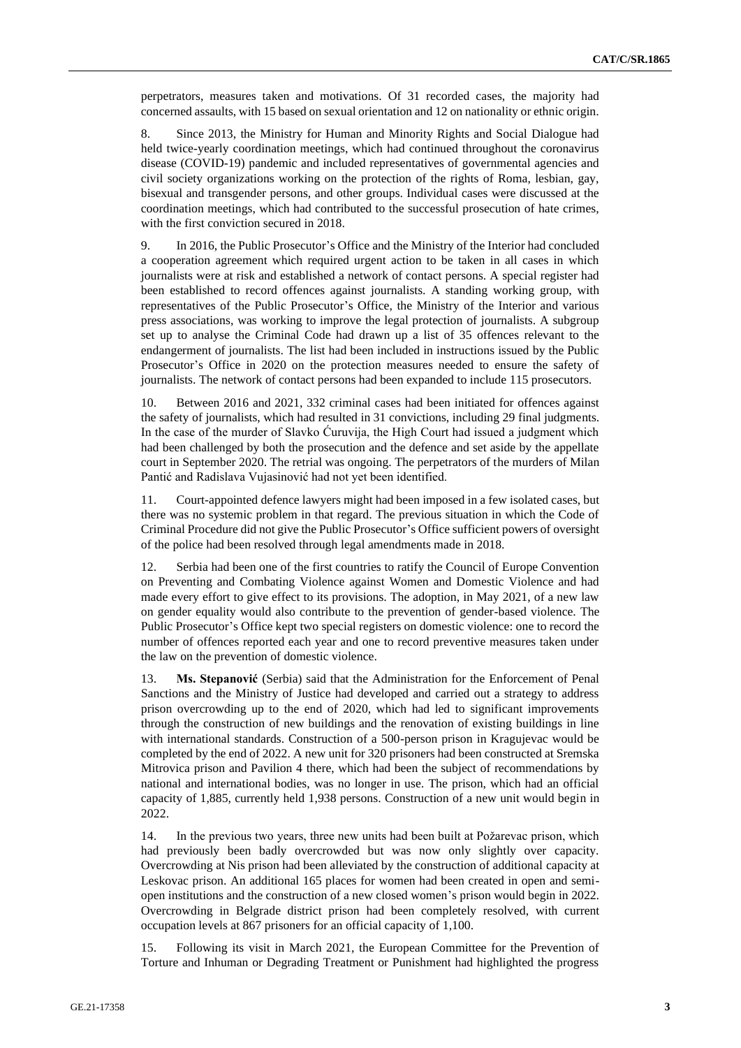perpetrators, measures taken and motivations. Of 31 recorded cases, the majority had concerned assaults, with 15 based on sexual orientation and 12 on nationality or ethnic origin.

8. Since 2013, the Ministry for Human and Minority Rights and Social Dialogue had held twice-yearly coordination meetings, which had continued throughout the coronavirus disease (COVID-19) pandemic and included representatives of governmental agencies and civil society organizations working on the protection of the rights of Roma, lesbian, gay, bisexual and transgender persons, and other groups. Individual cases were discussed at the coordination meetings, which had contributed to the successful prosecution of hate crimes, with the first conviction secured in 2018.

9. In 2016, the Public Prosecutor's Office and the Ministry of the Interior had concluded a cooperation agreement which required urgent action to be taken in all cases in which journalists were at risk and established a network of contact persons. A special register had been established to record offences against journalists. A standing working group, with representatives of the Public Prosecutor's Office, the Ministry of the Interior and various press associations, was working to improve the legal protection of journalists. A subgroup set up to analyse the Criminal Code had drawn up a list of 35 offences relevant to the endangerment of journalists. The list had been included in instructions issued by the Public Prosecutor's Office in 2020 on the protection measures needed to ensure the safety of journalists. The network of contact persons had been expanded to include 115 prosecutors.

10. Between 2016 and 2021, 332 criminal cases had been initiated for offences against the safety of journalists, which had resulted in 31 convictions, including 29 final judgments. In the case of the murder of Slavko Ćuruvija, the High Court had issued a judgment which had been challenged by both the prosecution and the defence and set aside by the appellate court in September 2020. The retrial was ongoing. The perpetrators of the murders of Milan Pantić and Radislava Vujasinović had not yet been identified.

11. Court-appointed defence lawyers might had been imposed in a few isolated cases, but there was no systemic problem in that regard. The previous situation in which the Code of Criminal Procedure did not give the Public Prosecutor's Office sufficient powers of oversight of the police had been resolved through legal amendments made in 2018.

12. Serbia had been one of the first countries to ratify the Council of Europe Convention on Preventing and Combating Violence against Women and Domestic Violence and had made every effort to give effect to its provisions. The adoption, in May 2021, of a new law on gender equality would also contribute to the prevention of gender-based violence. The Public Prosecutor's Office kept two special registers on domestic violence: one to record the number of offences reported each year and one to record preventive measures taken under the law on the prevention of domestic violence.

13. **Ms. Stepanović** (Serbia) said that the Administration for the Enforcement of Penal Sanctions and the Ministry of Justice had developed and carried out a strategy to address prison overcrowding up to the end of 2020, which had led to significant improvements through the construction of new buildings and the renovation of existing buildings in line with international standards. Construction of a 500-person prison in Kragujevac would be completed by the end of 2022. A new unit for 320 prisoners had been constructed at Sremska Mitrovica prison and Pavilion 4 there, which had been the subject of recommendations by national and international bodies, was no longer in use. The prison, which had an official capacity of 1,885, currently held 1,938 persons. Construction of a new unit would begin in 2022.

14. In the previous two years, three new units had been built at Požarevac prison, which had previously been badly overcrowded but was now only slightly over capacity. Overcrowding at Nis prison had been alleviated by the construction of additional capacity at Leskovac prison. An additional 165 places for women had been created in open and semi-open institutions and the construction of a new closed women's prison would begin in 2022. Overcrowding in Belgrade district prison had been completely resolved, with current occupation levels at 867 prisoners for an official capacity of 1,100.

15. Following its visit in March 2021, the European Committee for the Prevention of Torture and Inhuman or Degrading Treatment or Punishment had highlighted the progress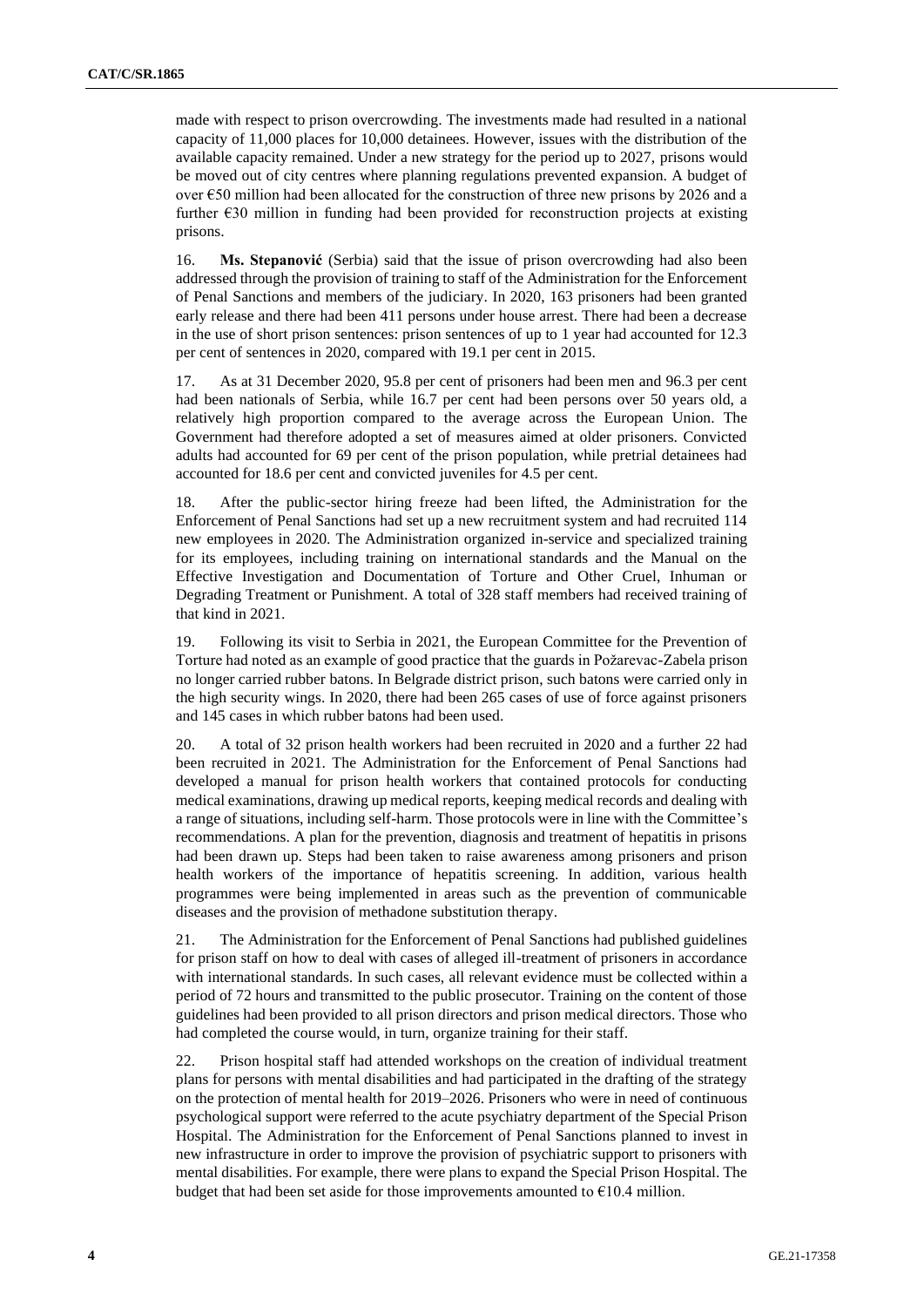made with respect to prison overcrowding. The investments made had resulted in a national capacity of 11,000 places for 10,000 detainees. However, issues with the distribution of the available capacity remained. Under a new strategy for the period up to 2027, prisons would be moved out of city centres where planning regulations prevented expansion. A budget of over €50 million had been allocated for the construction of three new prisons by 2026 and a further €30 million in funding had been provided for reconstruction projects at existing prisons.

16. **Ms. Stepanović** (Serbia) said that the issue of prison overcrowding had also been addressed through the provision of training to staff of the Administration for the Enforcement of Penal Sanctions and members of the judiciary. In 2020, 163 prisoners had been granted early release and there had been 411 persons under house arrest. There had been a decrease in the use of short prison sentences: prison sentences of up to 1 year had accounted for 12.3 per cent of sentences in 2020, compared with 19.1 per cent in 2015.

17. As at 31 December 2020, 95.8 per cent of prisoners had been men and 96.3 per cent had been nationals of Serbia, while 16.7 per cent had been persons over 50 years old, a relatively high proportion compared to the average across the European Union. The Government had therefore adopted a set of measures aimed at older prisoners. Convicted adults had accounted for 69 per cent of the prison population, while pretrial detainees had accounted for 18.6 per cent and convicted juveniles for 4.5 per cent.

18. After the public-sector hiring freeze had been lifted, the Administration for the Enforcement of Penal Sanctions had set up a new recruitment system and had recruited 114 new employees in 2020. The Administration organized in-service and specialized training for its employees, including training on international standards and the Manual on the Effective Investigation and Documentation of Torture and Other Cruel, Inhuman or Degrading Treatment or Punishment. A total of 328 staff members had received training of that kind in 2021.

19. Following its visit to Serbia in 2021, the European Committee for the Prevention of Torture had noted as an example of good practice that the guards in Požarevac-Zabela prison no longer carried rubber batons. In Belgrade district prison, such batons were carried only in the high security wings. In 2020, there had been 265 cases of use of force against prisoners and 145 cases in which rubber batons had been used.

20. A total of 32 prison health workers had been recruited in 2020 and a further 22 had been recruited in 2021. The Administration for the Enforcement of Penal Sanctions had developed a manual for prison health workers that contained protocols for conducting medical examinations, drawing up medical reports, keeping medical records and dealing with a range of situations, including self-harm. Those protocols were in line with the Committee's recommendations. A plan for the prevention, diagnosis and treatment of hepatitis in prisons had been drawn up. Steps had been taken to raise awareness among prisoners and prison health workers of the importance of hepatitis screening. In addition, various health programmes were being implemented in areas such as the prevention of communicable diseases and the provision of methadone substitution therapy.

21. The Administration for the Enforcement of Penal Sanctions had published guidelines for prison staff on how to deal with cases of alleged ill-treatment of prisoners in accordance with international standards. In such cases, all relevant evidence must be collected within a period of 72 hours and transmitted to the public prosecutor. Training on the content of those guidelines had been provided to all prison directors and prison medical directors. Those who had completed the course would, in turn, organize training for their staff.

22. Prison hospital staff had attended workshops on the creation of individual treatment plans for persons with mental disabilities and had participated in the drafting of the strategy on the protection of mental health for 2019–2026. Prisoners who were in need of continuous psychological support were referred to the acute psychiatry department of the Special Prison Hospital. The Administration for the Enforcement of Penal Sanctions planned to invest in new infrastructure in order to improve the provision of psychiatric support to prisoners with mental disabilities. For example, there were plans to expand the Special Prison Hospital. The budget that had been set aside for those improvements amounted to €10.4 million.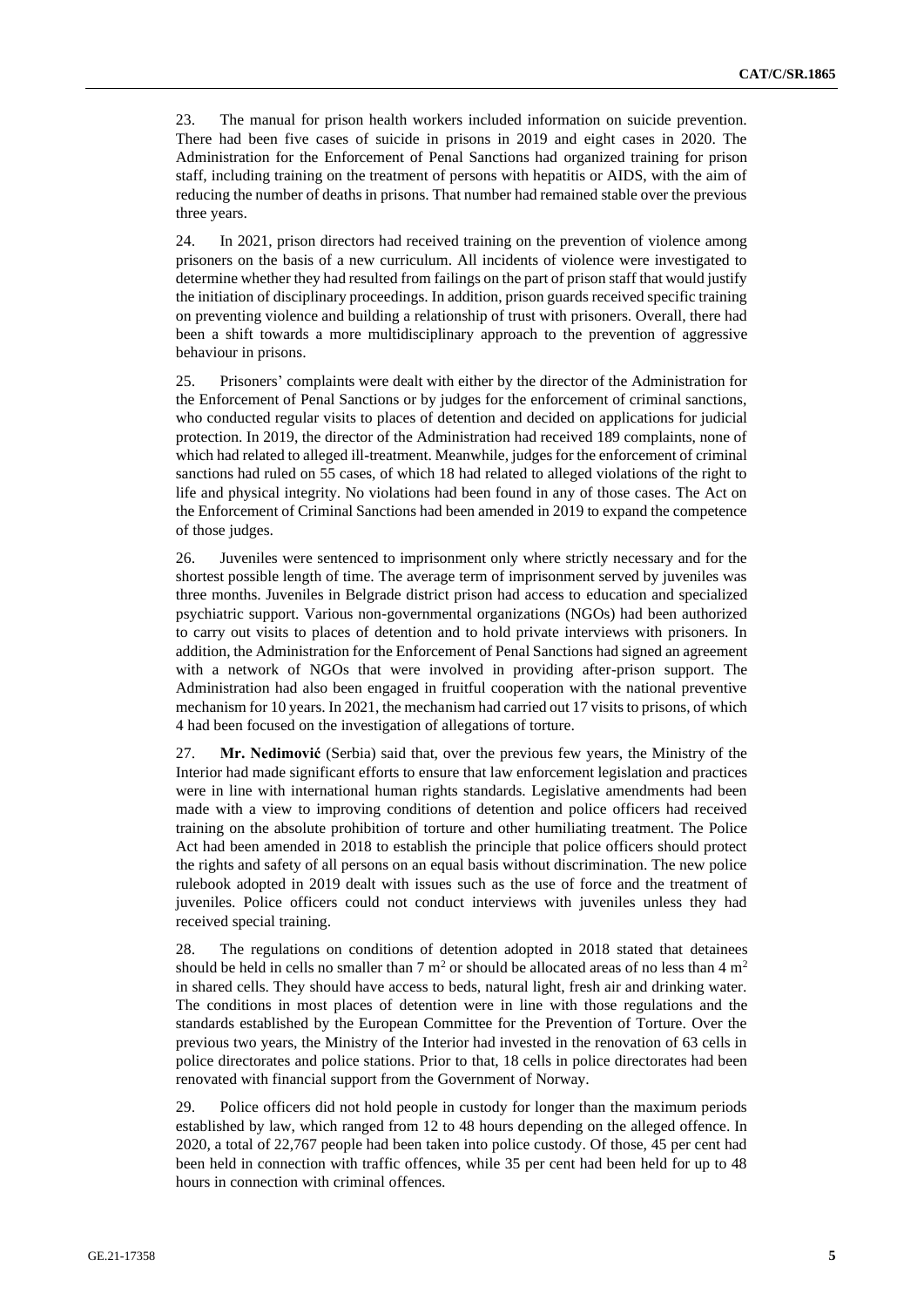23. The manual for prison health workers included information on suicide prevention. There had been five cases of suicide in prisons in 2019 and eight cases in 2020. The Administration for the Enforcement of Penal Sanctions had organized training for prison staff, including training on the treatment of persons with hepatitis or AIDS, with the aim of reducing the number of deaths in prisons. That number had remained stable over the previous three years.

24. In 2021, prison directors had received training on the prevention of violence among prisoners on the basis of a new curriculum. All incidents of violence were investigated to determine whether they had resulted from failings on the part of prison staff that would justify the initiation of disciplinary proceedings. In addition, prison guards received specific training on preventing violence and building a relationship of trust with prisoners. Overall, there had been a shift towards a more multidisciplinary approach to the prevention of aggressive behaviour in prisons.

25. Prisoners' complaints were dealt with either by the director of the Administration for the Enforcement of Penal Sanctions or by judges for the enforcement of criminal sanctions, who conducted regular visits to places of detention and decided on applications for judicial protection. In 2019, the director of the Administration had received 189 complaints, none of which had related to alleged ill-treatment. Meanwhile, judges for the enforcement of criminal sanctions had ruled on 55 cases, of which 18 had related to alleged violations of the right to life and physical integrity. No violations had been found in any of those cases. The Act on the Enforcement of Criminal Sanctions had been amended in 2019 to expand the competence of those judges.

26. Juveniles were sentenced to imprisonment only where strictly necessary and for the shortest possible length of time. The average term of imprisonment served by juveniles was three months. Juveniles in Belgrade district prison had access to education and specialized psychiatric support. Various non-governmental organizations (NGOs) had been authorized to carry out visits to places of detention and to hold private interviews with prisoners. In addition, the Administration for the Enforcement of Penal Sanctions had signed an agreement with a network of NGOs that were involved in providing after-prison support. The Administration had also been engaged in fruitful cooperation with the national preventive mechanism for 10 years. In 2021, the mechanism had carried out 17 visits to prisons, of which 4 had been focused on the investigation of allegations of torture.

27. **Mr. Nedimović** (Serbia) said that, over the previous few years, the Ministry of the Interior had made significant efforts to ensure that law enforcement legislation and practices were in line with international human rights standards. Legislative amendments had been made with a view to improving conditions of detention and police officers had received training on the absolute prohibition of torture and other humiliating treatment. The Police Act had been amended in 2018 to establish the principle that police officers should protect the rights and safety of all persons on an equal basis without discrimination. The new police rulebook adopted in 2019 dealt with issues such as the use of force and the treatment of juveniles. Police officers could not conduct interviews with juveniles unless they had received special training.

28. The regulations on conditions of detention adopted in 2018 stated that detainees should be held in cells no smaller than 7 $m^2$ or should be allocated areas of no less than 4 $m^2$ in shared cells. They should have access to beds, natural light, fresh air and drinking water. The conditions in most places of detention were in line with those regulations and the standards established by the European Committee for the Prevention of Torture. Over the previous two years, the Ministry of the Interior had invested in the renovation of 63 cells in police directorates and police stations. Prior to that, 18 cells in police directorates had been renovated with financial support from the Government of Norway.

29. Police officers did not hold people in custody for longer than the maximum periods established by law, which ranged from 12 to 48 hours depending on the alleged offence. In 2020, a total of 22,767 people had been taken into police custody. Of those, 45 per cent had been held in connection with traffic offences, while 35 per cent had been held for up to 48 hours in connection with criminal offences.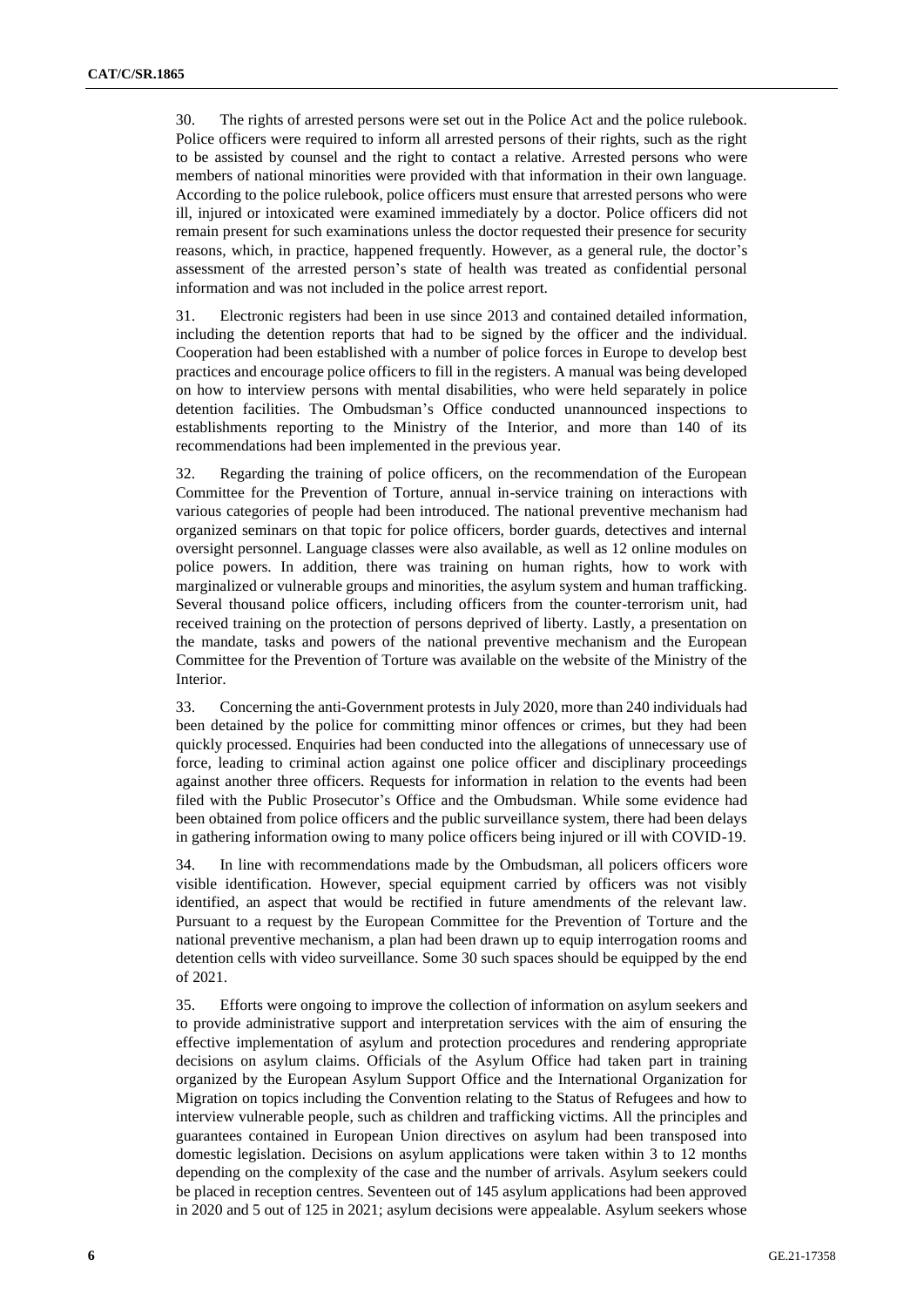30. The rights of arrested persons were set out in the Police Act and the police rulebook. Police officers were required to inform all arrested persons of their rights, such as the right to be assisted by counsel and the right to contact a relative. Arrested persons who were members of national minorities were provided with that information in their own language. According to the police rulebook, police officers must ensure that arrested persons who were ill, injured or intoxicated were examined immediately by a doctor. Police officers did not remain present for such examinations unless the doctor requested their presence for security reasons, which, in practice, happened frequently. However, as a general rule, the doctor's assessment of the arrested person's state of health was treated as confidential personal information and was not included in the police arrest report.

31. Electronic registers had been in use since 2013 and contained detailed information, including the detention reports that had to be signed by the officer and the individual. Cooperation had been established with a number of police forces in Europe to develop best practices and encourage police officers to fill in the registers. A manual was being developed on how to interview persons with mental disabilities, who were held separately in police detention facilities. The Ombudsman's Office conducted unannounced inspections to establishments reporting to the Ministry of the Interior, and more than 140 of its recommendations had been implemented in the previous year.

32. Regarding the training of police officers, on the recommendation of the European Committee for the Prevention of Torture, annual in-service training on interactions with various categories of people had been introduced. The national preventive mechanism had organized seminars on that topic for police officers, border guards, detectives and internal oversight personnel. Language classes were also available, as well as 12 online modules on police powers. In addition, there was training on human rights, how to work with marginalized or vulnerable groups and minorities, the asylum system and human trafficking. Several thousand police officers, including officers from the counter-terrorism unit, had received training on the protection of persons deprived of liberty. Lastly, a presentation on the mandate, tasks and powers of the national preventive mechanism and the European Committee for the Prevention of Torture was available on the website of the Ministry of the Interior.

33. Concerning the anti-Government protests in July 2020, more than 240 individuals had been detained by the police for committing minor offences or crimes, but they had been quickly processed. Enquiries had been conducted into the allegations of unnecessary use of force, leading to criminal action against one police officer and disciplinary proceedings against another three officers. Requests for information in relation to the events had been filed with the Public Prosecutor's Office and the Ombudsman. While some evidence had been obtained from police officers and the public surveillance system, there had been delays in gathering information owing to many police officers being injured or ill with COVID-19.

34. In line with recommendations made by the Ombudsman, all policers officers wore visible identification. However, special equipment carried by officers was not visibly identified, an aspect that would be rectified in future amendments of the relevant law. Pursuant to a request by the European Committee for the Prevention of Torture and the national preventive mechanism, a plan had been drawn up to equip interrogation rooms and detention cells with video surveillance. Some 30 such spaces should be equipped by the end of 2021.

35. Efforts were ongoing to improve the collection of information on asylum seekers and to provide administrative support and interpretation services with the aim of ensuring the effective implementation of asylum and protection procedures and rendering appropriate decisions on asylum claims. Officials of the Asylum Office had taken part in training organized by the European Asylum Support Office and the International Organization for Migration on topics including the Convention relating to the Status of Refugees and how to interview vulnerable people, such as children and trafficking victims. All the principles and guarantees contained in European Union directives on asylum had been transposed into domestic legislation. Decisions on asylum applications were taken within 3 to 12 months depending on the complexity of the case and the number of arrivals. Asylum seekers could be placed in reception centres. Seventeen out of 145 asylum applications had been approved in 2020 and 5 out of 125 in 2021; asylum decisions were appealable. Asylum seekers whose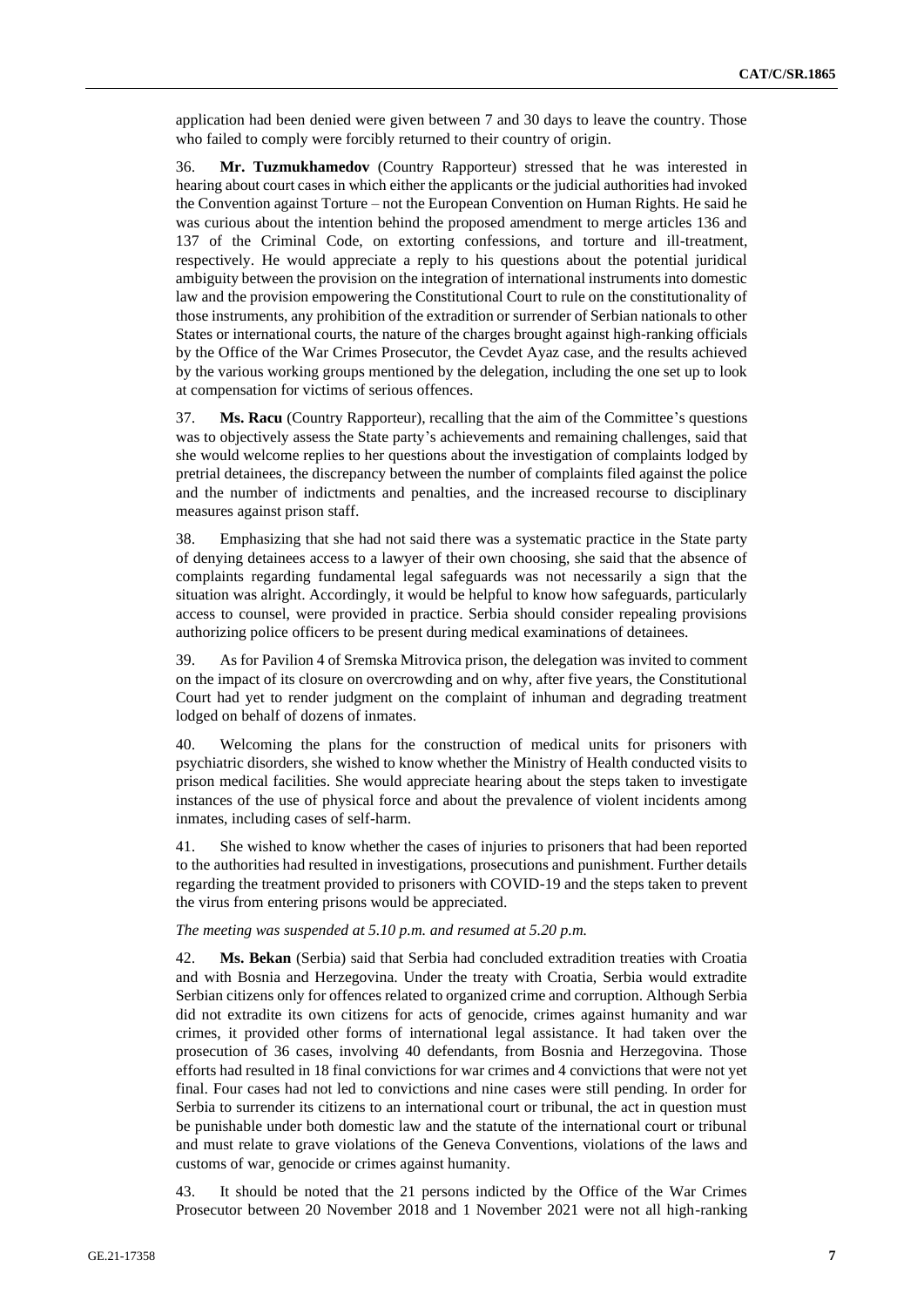application had been denied were given between 7 and 30 days to leave the country. Those who failed to comply were forcibly returned to their country of origin.

36. **Mr. Tuzmukhamedov** (Country Rapporteur) stressed that he was interested in hearing about court cases in which either the applicants or the judicial authorities had invoked the Convention against Torture – not the European Convention on Human Rights. He said he was curious about the intention behind the proposed amendment to merge articles 136 and 137 of the Criminal Code, on extorting confessions, and torture and ill-treatment, respectively. He would appreciate a reply to his questions about the potential juridical ambiguity between the provision on the integration of international instruments into domestic law and the provision empowering the Constitutional Court to rule on the constitutionality of those instruments, any prohibition of the extradition or surrender of Serbian nationals to other States or international courts, the nature of the charges brought against high-ranking officials by the Office of the War Crimes Prosecutor, the Cevdet Ayaz case, and the results achieved by the various working groups mentioned by the delegation, including the one set up to look at compensation for victims of serious offences.

37. **Ms. Racu** (Country Rapporteur), recalling that the aim of the Committee's questions was to objectively assess the State party's achievements and remaining challenges, said that she would welcome replies to her questions about the investigation of complaints lodged by pretrial detainees, the discrepancy between the number of complaints filed against the police and the number of indictments and penalties, and the increased recourse to disciplinary measures against prison staff.

38. Emphasizing that she had not said there was a systematic practice in the State party of denying detainees access to a lawyer of their own choosing, she said that the absence of complaints regarding fundamental legal safeguards was not necessarily a sign that the situation was alright. Accordingly, it would be helpful to know how safeguards, particularly access to counsel, were provided in practice. Serbia should consider repealing provisions authorizing police officers to be present during medical examinations of detainees.

39. As for Pavilion 4 of Sremska Mitrovica prison, the delegation was invited to comment on the impact of its closure on overcrowding and on why, after five years, the Constitutional Court had yet to render judgment on the complaint of inhuman and degrading treatment lodged on behalf of dozens of inmates.

40. Welcoming the plans for the construction of medical units for prisoners with psychiatric disorders, she wished to know whether the Ministry of Health conducted visits to prison medical facilities. She would appreciate hearing about the steps taken to investigate instances of the use of physical force and about the prevalence of violent incidents among inmates, including cases of self-harm.

41. She wished to know whether the cases of injuries to prisoners that had been reported to the authorities had resulted in investigations, prosecutions and punishment. Further details regarding the treatment provided to prisoners with COVID-19 and the steps taken to prevent the virus from entering prisons would be appreciated.

*The meeting was suspended at 5.10 p.m. and resumed at 5.20 p.m.*

42. **Ms. Bekan** (Serbia) said that Serbia had concluded extradition treaties with Croatia and with Bosnia and Herzegovina. Under the treaty with Croatia, Serbia would extradite Serbian citizens only for offences related to organized crime and corruption. Although Serbia did not extradite its own citizens for acts of genocide, crimes against humanity and war crimes, it provided other forms of international legal assistance. It had taken over the prosecution of 36 cases, involving 40 defendants, from Bosnia and Herzegovina. Those efforts had resulted in 18 final convictions for war crimes and 4 convictions that were not yet final. Four cases had not led to convictions and nine cases were still pending. In order for Serbia to surrender its citizens to an international court or tribunal, the act in question must be punishable under both domestic law and the statute of the international court or tribunal and must relate to grave violations of the Geneva Conventions, violations of the laws and customs of war, genocide or crimes against humanity.

43. It should be noted that the 21 persons indicted by the Office of the War Crimes Prosecutor between 20 November 2018 and 1 November 2021 were not all high-ranking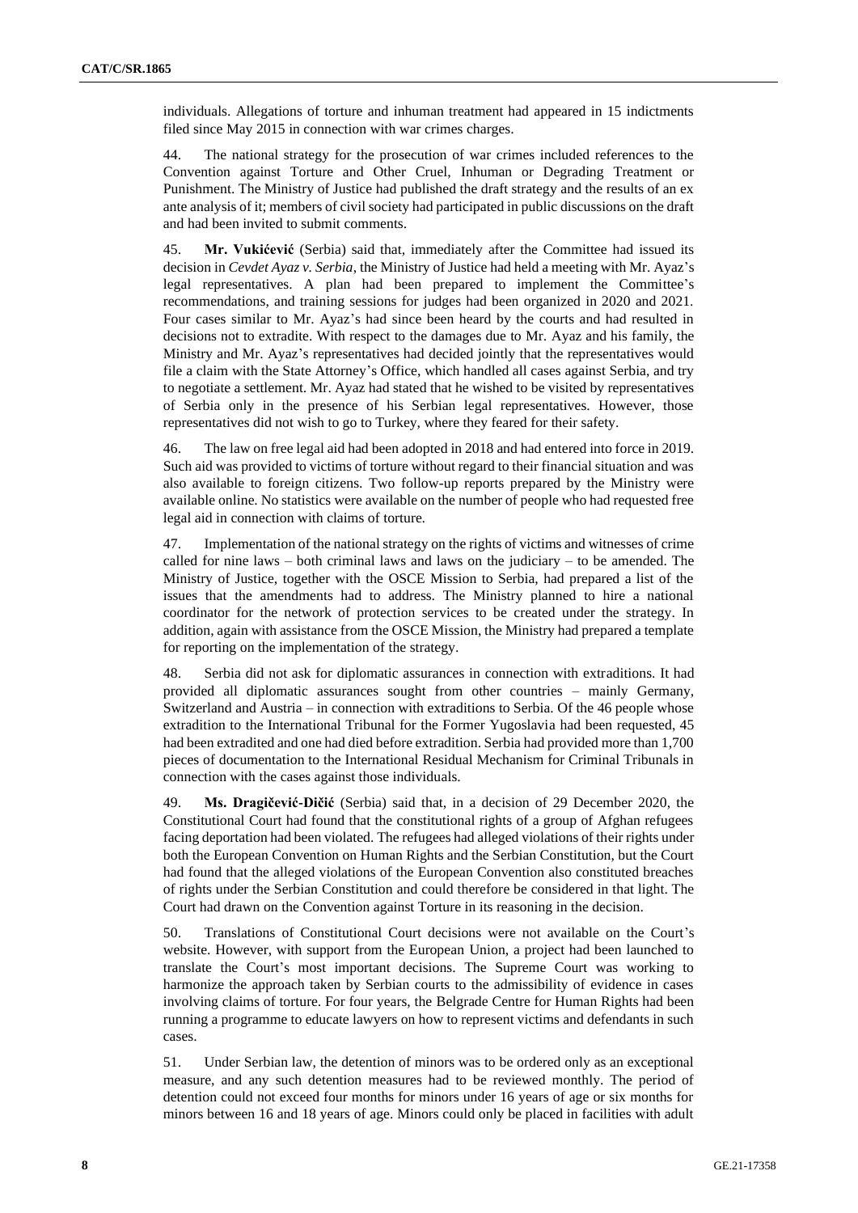individuals. Allegations of torture and inhuman treatment had appeared in 15 indictments filed since May 2015 in connection with war crimes charges.

44. The national strategy for the prosecution of war crimes included references to the Convention against Torture and Other Cruel, Inhuman or Degrading Treatment or Punishment. The Ministry of Justice had published the draft strategy and the results of an ex ante analysis of it; members of civil society had participated in public discussions on the draft and had been invited to submit comments.

45. **Mr. Vukićević** (Serbia) said that, immediately after the Committee had issued its decision in *Cevdet Ayaz v. Serbia*, the Ministry of Justice had held a meeting with Mr. Ayaz's legal representatives. A plan had been prepared to implement the Committee's recommendations, and training sessions for judges had been organized in 2020 and 2021. Four cases similar to Mr. Ayaz's had since been heard by the courts and had resulted in decisions not to extradite. With respect to the damages due to Mr. Ayaz and his family, the Ministry and Mr. Ayaz's representatives had decided jointly that the representatives would file a claim with the State Attorney's Office, which handled all cases against Serbia, and try to negotiate a settlement. Mr. Ayaz had stated that he wished to be visited by representatives of Serbia only in the presence of his Serbian legal representatives. However, those representatives did not wish to go to Turkey, where they feared for their safety.

46. The law on free legal aid had been adopted in 2018 and had entered into force in 2019. Such aid was provided to victims of torture without regard to their financial situation and was also available to foreign citizens. Two follow-up reports prepared by the Ministry were available online. No statistics were available on the number of people who had requested free legal aid in connection with claims of torture.

47. Implementation of the national strategy on the rights of victims and witnesses of crime called for nine laws – both criminal laws and laws on the judiciary – to be amended. The Ministry of Justice, together with the OSCE Mission to Serbia, had prepared a list of the issues that the amendments had to address. The Ministry planned to hire a national coordinator for the network of protection services to be created under the strategy. In addition, again with assistance from the OSCE Mission, the Ministry had prepared a template for reporting on the implementation of the strategy.

48. Serbia did not ask for diplomatic assurances in connection with extraditions. It had provided all diplomatic assurances sought from other countries – mainly Germany, Switzerland and Austria – in connection with extraditions to Serbia. Of the 46 people whose extradition to the International Tribunal for the Former Yugoslavia had been requested, 45 had been extradited and one had died before extradition. Serbia had provided more than 1,700 pieces of documentation to the International Residual Mechanism for Criminal Tribunals in connection with the cases against those individuals.

49. **Ms. Dragičević-Dičić** (Serbia) said that, in a decision of 29 December 2020, the Constitutional Court had found that the constitutional rights of a group of Afghan refugees facing deportation had been violated. The refugees had alleged violations of their rights under both the European Convention on Human Rights and the Serbian Constitution, but the Court had found that the alleged violations of the European Convention also constituted breaches of rights under the Serbian Constitution and could therefore be considered in that light. The Court had drawn on the Convention against Torture in its reasoning in the decision.

50. Translations of Constitutional Court decisions were not available on the Court's website. However, with support from the European Union, a project had been launched to translate the Court's most important decisions. The Supreme Court was working to harmonize the approach taken by Serbian courts to the admissibility of evidence in cases involving claims of torture. For four years, the Belgrade Centre for Human Rights had been running a programme to educate lawyers on how to represent victims and defendants in such cases.

51. Under Serbian law, the detention of minors was to be ordered only as an exceptional measure, and any such detention measures had to be reviewed monthly. The period of detention could not exceed four months for minors under 16 years of age or six months for minors between 16 and 18 years of age. Minors could only be placed in facilities with adult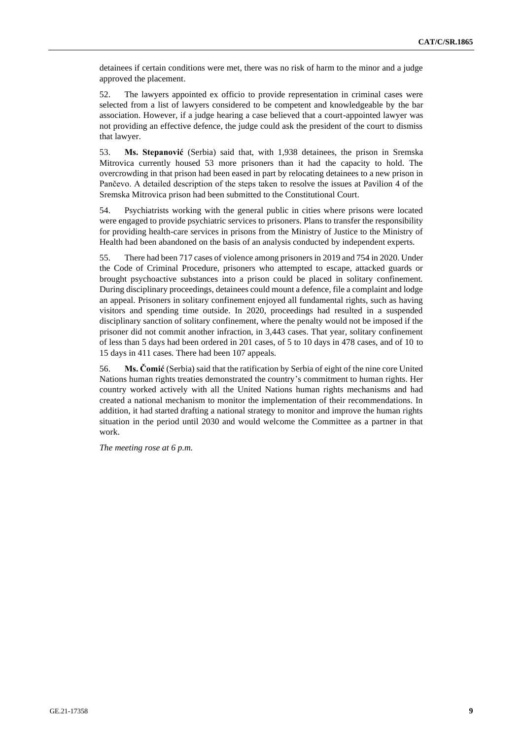detainees if certain conditions were met, there was no risk of harm to the minor and a judge approved the placement.

52. The lawyers appointed ex officio to provide representation in criminal cases were selected from a list of lawyers considered to be competent and knowledgeable by the bar association. However, if a judge hearing a case believed that a court-appointed lawyer was not providing an effective defence, the judge could ask the president of the court to dismiss that lawyer.

53. **Ms. Stepanović** (Serbia) said that, with 1,938 detainees, the prison in Sremska Mitrovica currently housed 53 more prisoners than it had the capacity to hold. The overcrowding in that prison had been eased in part by relocating detainees to a new prison in Pančevo. A detailed description of the steps taken to resolve the issues at Pavilion 4 of the Sremska Mitrovica prison had been submitted to the Constitutional Court.

54. Psychiatrists working with the general public in cities where prisons were located were engaged to provide psychiatric services to prisoners. Plans to transfer the responsibility for providing health-care services in prisons from the Ministry of Justice to the Ministry of Health had been abandoned on the basis of an analysis conducted by independent experts.

55. There had been 717 cases of violence among prisoners in 2019 and 754 in 2020. Under the Code of Criminal Procedure, prisoners who attempted to escape, attacked guards or brought psychoactive substances into a prison could be placed in solitary confinement. During disciplinary proceedings, detainees could mount a defence, file a complaint and lodge an appeal. Prisoners in solitary confinement enjoyed all fundamental rights, such as having visitors and spending time outside. In 2020, proceedings had resulted in a suspended disciplinary sanction of solitary confinement, where the penalty would not be imposed if the prisoner did not commit another infraction, in 3,443 cases. That year, solitary confinement of less than 5 days had been ordered in 201 cases, of 5 to 10 days in 478 cases, and of 10 to 15 days in 411 cases. There had been 107 appeals.

56. **Ms. Čomić** (Serbia) said that the ratification by Serbia of eight of the nine core United Nations human rights treaties demonstrated the country's commitment to human rights. Her country worked actively with all the United Nations human rights mechanisms and had created a national mechanism to monitor the implementation of their recommendations. In addition, it had started drafting a national strategy to monitor and improve the human rights situation in the period until 2030 and would welcome the Committee as a partner in that work.

*The meeting rose at 6 p.m.*